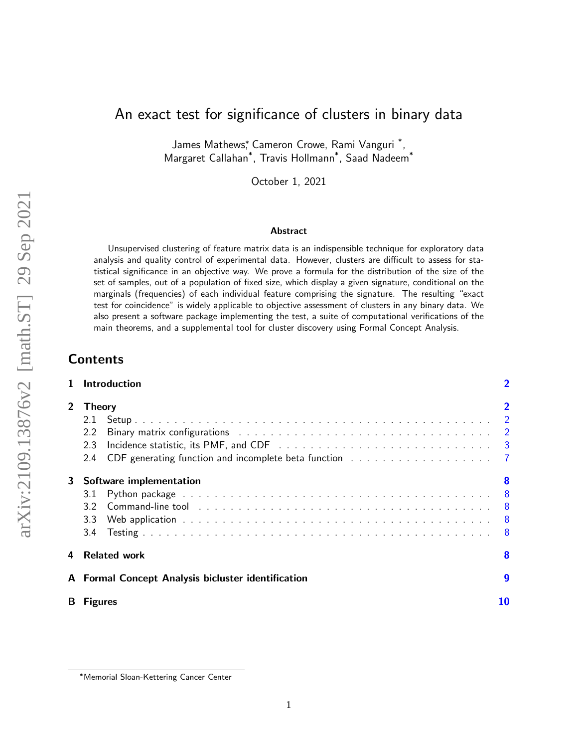# An exact test for significance of clusters in binary data

James Mathews*, Cameron Crowe, Rami Vanguri *, Margaret Callahan*, Travis Hollmann*, Saad Nadeem*

October 1, 2021

**Abstract**

Unsupervised clustering of feature matrix data is an indispensible technique for exploratory data analysis and quality control of experimental data. However, clusters are difficult to assess for statistical significance in an objective way. We prove a formula for the distribution of the size of the set of samples, out of a population of fixed size, which display a given signature, conditional on the marginals (frequencies) of each individual feature comprising the signature. The resulting "exact test for coincidence" is widely applicable to objective assessment of clusters in any binary data. We also present a software package implementing the test, a suite of computational verifications of the main theorems, and a supplemental tool for cluster discovery using Formal Concept Analysis.

## Contents

- 1 Introduction — 2
- 2 Theory — 2
  - 2.1 Setup — 2
  - 2.2 Binary matrix configurations — 2
  - 2.3 Incidence statistic, its PMF, and CDF — 3
  - 2.4 CDF generating function and incomplete beta function — 7
- 3 Software implementation — 8
  - 3.1 Python package — 8
  - 3.2 Command-line tool — 8
  - 3.3 Web application — 8
  - 3.4 Testing — 8
- 4 Related work — 8
- A Formal Concept Analysis bicluster identification — 9
- B Figures — 10

*Memorial Sloan-Kettering Cancer Center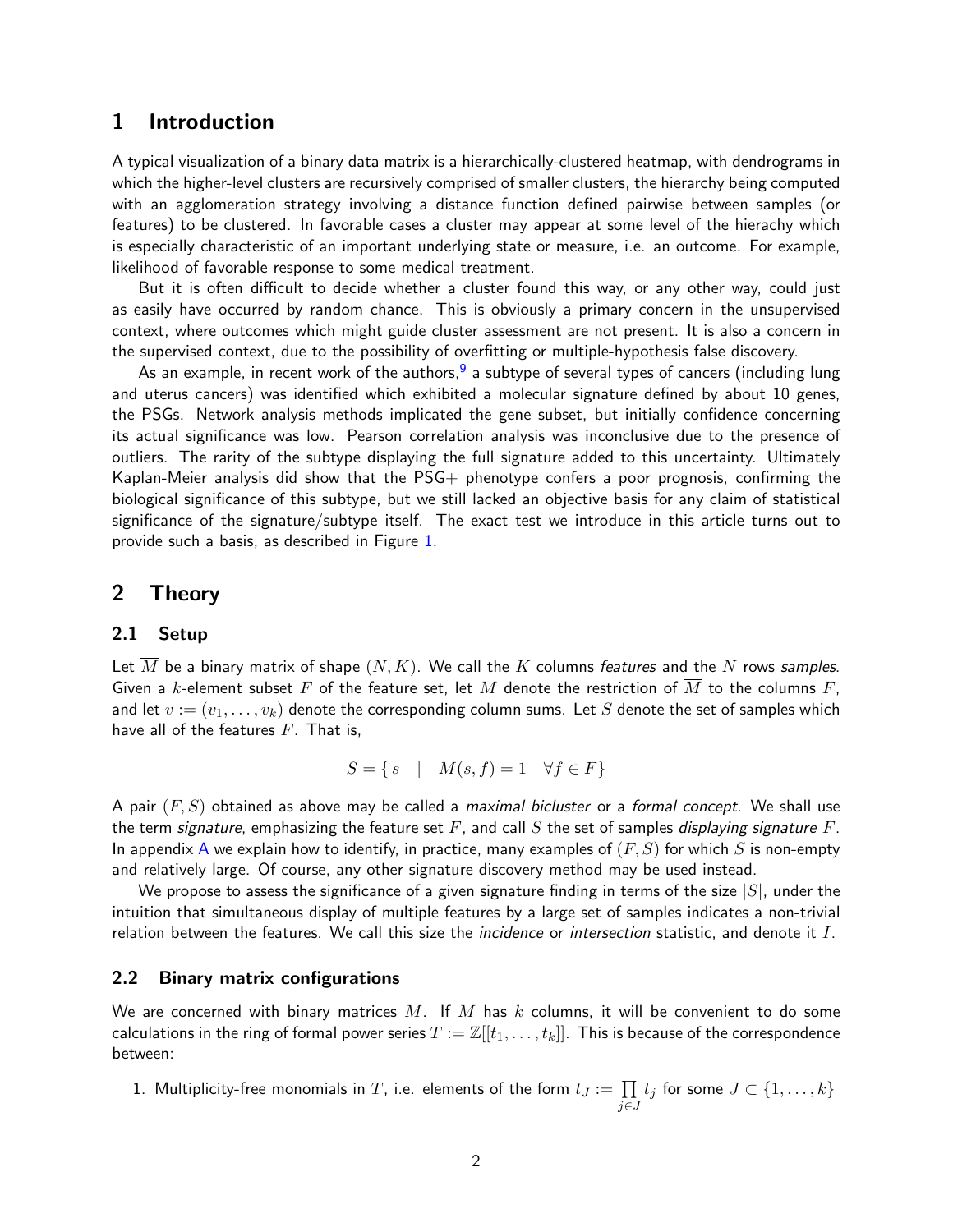## 1 Introduction

A typical visualization of a binary data matrix is a hierarchically-clustered heatmap, with dendrograms in which the higher-level clusters are recursively comprised of smaller clusters, the hierarchy being computed with an agglomeration strategy involving a distance function defined pairwise between samples (or features) to be clustered. In favorable cases a cluster may appear at some level of the hierachy which is especially characteristic of an important underlying state or measure, i.e. an outcome. For example, likelihood of favorable response to some medical treatment.

But it is often difficult to decide whether a cluster found this way, or any other way, could just as easily have occurred by random chance. This is obviously a primary concern in the unsupervised context, where outcomes which might guide cluster assessment are not present. It is also a concern in the supervised context, due to the possibility of overfitting or multiple-hypothesis false discovery.

As an example, in recent work of the authors,[9] a subtype of several types of cancers (including lung and uterus cancers) was identified which exhibited a molecular signature defined by about 10 genes, the PSGs. Network analysis methods implicated the gene subset, but initially confidence concerning its actual significance was low. Pearson correlation analysis was inconclusive due to the presence of outliers. The rarity of the subtype displaying the full signature added to this uncertainty. Ultimately Kaplan-Meier analysis did show that the PSG+ phenotype confers a poor prognosis, confirming the biological significance of this subtype, but we still lacked an objective basis for any claim of statistical significance of the signature/subtype itself. The exact test we introduce in this article turns out to provide such a basis, as described in Figure 1.

## 2 Theory

### 2.1 Setup

Let $\overline{M}$ be a binary matrix of shape $(N, K)$. We call the $K$ columns *features* and the $N$ rows *samples*. Given a $k$-element subset $F$ of the feature set, let $M$ denote the restriction of $\overline{M}$ to the columns $F$, and let $v := (v_1, \ldots, v_k)$ denote the corresponding column sums. Let $S$ denote the set of samples which have all of the features $F$. That is,

$$S = \{\, s \quad | \quad M(s, f) = 1 \quad \forall f \in F\}$$

A pair $(F, S)$ obtained as above may be called a *maximal bicluster* or a *formal concept*. We shall use the term *signature*, emphasizing the feature set $F$, and call $S$ the set of samples *displaying signature* $F$. In appendix A we explain how to identify, in practice, many examples of $(F, S)$ for which $S$ is non-empty and relatively large. Of course, any other signature discovery method may be used instead.

We propose to assess the significance of a given signature finding in terms of the size $|S|$, under the intuition that simultaneous display of multiple features by a large set of samples indicates a non-trivial relation between the features. We call this size the *incidence* or *intersection* statistic, and denote it $I$.

### 2.2 Binary matrix configurations

We are concerned with binary matrices $M$. If $M$ has $k$ columns, it will be convenient to do some calculations in the ring of formal power series $T := \mathbb{Z}[[t_1, \ldots, t_k]]$. This is because of the correspondence between:

1. Multiplicity-free monomials in $T$, i.e. elements of the form $t_J := \prod_{j \in J} t_j$ for some $J \subset \{1, \ldots, k\}$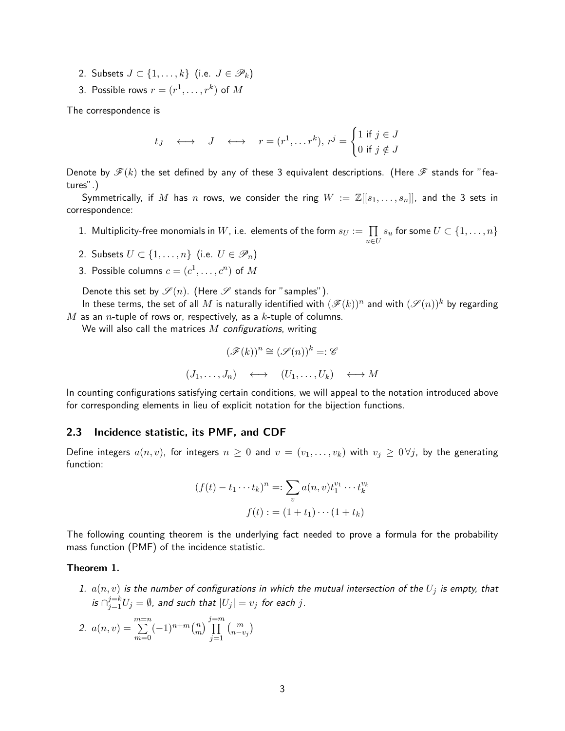2. Subsets $J \subset \{1, \ldots, k\}$ (i.e. $J \in \mathscr{P}_k$)
3. Possible rows $r = (r^1, \ldots, r^k)$ of $M$

The correspondence is

$$t_J \quad \longleftrightarrow \quad J \quad \longleftrightarrow \quad r = (r^1, \ldots r^k),\, r^j = \begin{cases} 1 \text{ if } j \in J \\ 0 \text{ if } j \notin J \end{cases}$$

Denote by $\mathscr{F}(k)$ the set defined by any of these 3 equivalent descriptions. (Here $\mathscr{F}$ stands for "features".)

Symmetrically, if $M$ has $n$ rows, we consider the ring $W := \mathbb{Z}[[s_1, \ldots, s_n]]$, and the 3 sets in correspondence:

1. Multiplicity-free monomials in $W$, i.e. elements of the form $s_U := \prod_{u \in U} s_u$ for some $U \subset \{1, \ldots, n\}$
2. Subsets $U \subset \{1, \ldots, n\}$ (i.e. $U \in \mathscr{P}_n$)
3. Possible columns $c = (c^1, \ldots, c^n)$ of $M$

Denote this set by $\mathscr{S}(n)$. (Here $\mathscr{S}$ stands for "samples").

In these terms, the set of all $M$ is naturally identified with $(\mathscr{F}(k))^n$ and with $(\mathscr{S}(n))^k$ by regarding $M$ as an $n$-tuple of rows or, respectively, as a $k$-tuple of columns.

We will also call the matrices $M$ *configurations*, writing

$$(\mathscr{F}(k))^n \cong (\mathscr{S}(n))^k =: \mathscr{C}$$

$$(J_1, \ldots, J_n) \quad \longleftrightarrow \quad (U_1, \ldots, U_k) \quad \longleftrightarrow M$$

In counting configurations satisfying certain conditions, we will appeal to the notation introduced above for corresponding elements in lieu of explicit notation for the bijection functions.

### 2.3 Incidence statistic, its PMF, and CDF

Define integers $a(n, v)$, for integers $n \geq 0$ and $v = (v_1, \ldots, v_k)$ with $v_j \geq 0 \, \forall j$, by the generating function:

$$(f(t) - t_1 \cdots t_k)^n =: \sum_v a(n, v) t_1^{v_1} \cdots t_k^{v_k}$$

$$f(t) := (1 + t_1) \cdots (1 + t_k)$$

The following counting theorem is the underlying fact needed to prove a formula for the probability mass function (PMF) of the incidence statistic.

**Theorem 1.**

1. *$a(n, v)$ is the number of configurations in which the mutual intersection of the $U_j$ is empty, that is $\cap_{j=1}^{j=k} U_j = \emptyset$, and such that $|U_j| = v_j$ for each $j$.*
2. *$a(n, v) = \sum_{m=0}^{m=n} (-1)^{n+m} \binom{n}{m} \prod_{j=1}^{j=m} \binom{m}{n - v_j}$*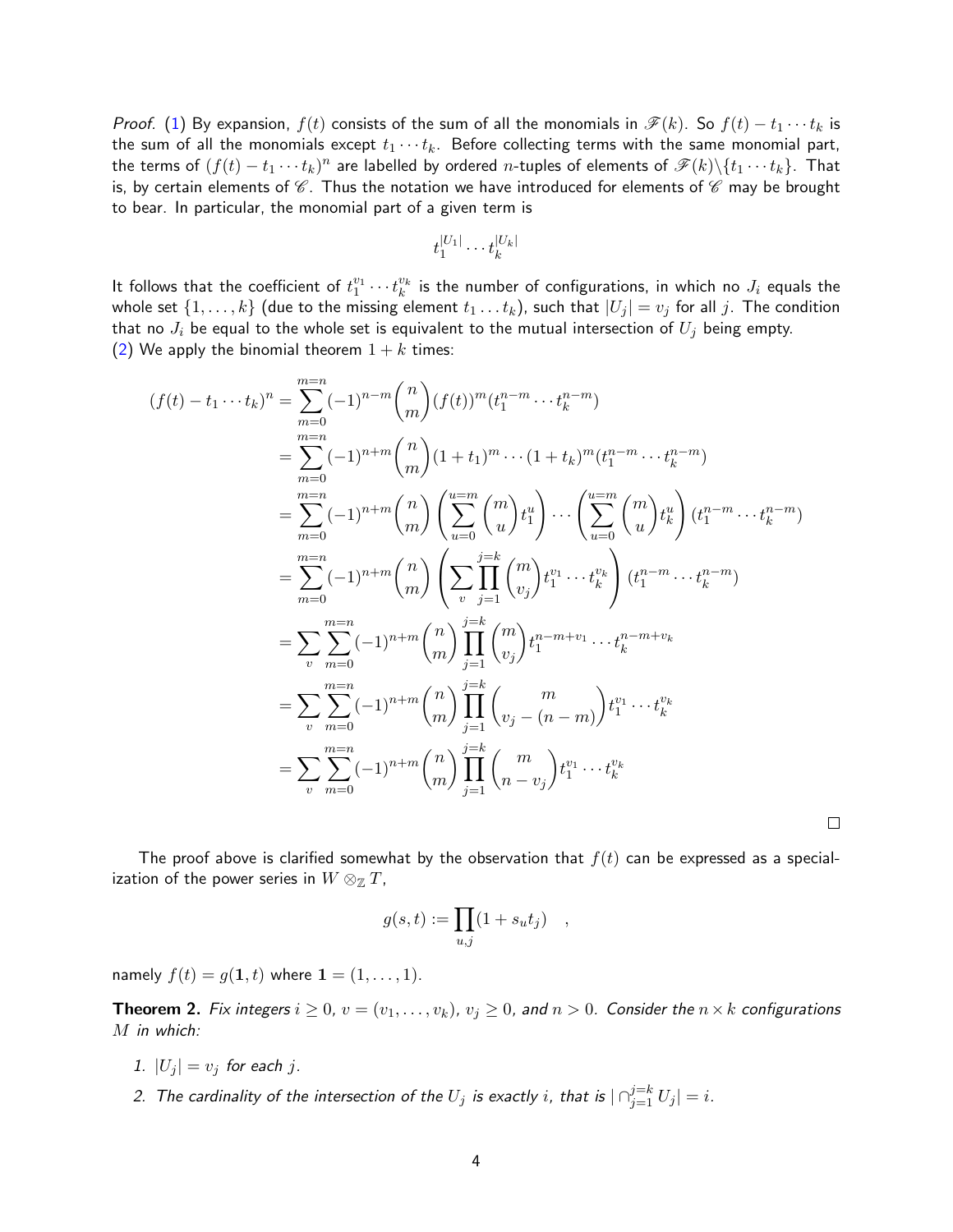*Proof.* (1) By expansion, $f(t)$ consists of the sum of all the monomials in $\mathscr{F}(k)$. So $f(t) - t_1 \cdots t_k$ is the sum of all the monomials except $t_1 \cdots t_k$. Before collecting terms with the same monomial part, the terms of $(f(t) - t_1 \cdots t_k)^n$ are labelled by ordered $n$-tuples of elements of $\mathscr{F}(k) \backslash \{t_1 \cdots t_k\}$. That is, by certain elements of $\mathscr{C}$. Thus the notation we have introduced for elements of $\mathscr{C}$ may be brought to bear. In particular, the monomial part of a given term is

$$t_1^{|U_1|} \cdots t_k^{|U_k|}$$

It follows that the coefficient of $t_1^{v_1} \cdots t_k^{v_k}$ is the number of configurations, in which no $J_i$ equals the whole set $\{1, \ldots, k\}$ (due to the missing element $t_1 \ldots t_k$), such that $|U_j| = v_j$ for all $j$. The condition that no $J_i$ be equal to the whole set is equivalent to the mutual intersection of $U_j$ being empty.
(2) We apply the binomial theorem $1 + k$ times:

$$\begin{aligned}
(f(t) - t_1 \cdots t_k)^n &= \sum_{m=0}^{m=n} (-1)^{n-m} \binom{n}{m} (f(t))^m (t_1^{n-m} \cdots t_k^{n-m}) \\
&= \sum_{m=0}^{m=n} (-1)^{n+m} \binom{n}{m} (1+t_1)^m \cdots (1+t_k)^m (t_1^{n-m} \cdots t_k^{n-m}) \\
&= \sum_{m=0}^{m=n} (-1)^{n+m} \binom{n}{m} \left( \sum_{u=0}^{u=m} \binom{m}{u} t_1^u \right) \cdots \left( \sum_{u=0}^{u=m} \binom{m}{u} t_k^u \right) (t_1^{n-m} \cdots t_k^{n-m}) \\
&= \sum_{m=0}^{m=n} (-1)^{n+m} \binom{n}{m} \left( \sum_{v} \prod_{j=1}^{j=k} \binom{m}{v_j} t_1^{v_1} \cdots t_k^{v_k} \right) (t_1^{n-m} \cdots t_k^{n-m}) \\
&= \sum_{v} \sum_{m=0}^{m=n} (-1)^{n+m} \binom{n}{m} \prod_{j=1}^{j=k} \binom{m}{v_j} t_1^{n-m+v_1} \cdots t_k^{n-m+v_k} \\
&= \sum_{v} \sum_{m=0}^{m=n} (-1)^{n+m} \binom{n}{m} \prod_{j=1}^{j=k} \binom{m}{v_j - (n-m)} t_1^{v_1} \cdots t_k^{v_k} \\
&= \sum_{v} \sum_{m=0}^{m=n} (-1)^{n+m} \binom{n}{m} \prod_{j=1}^{j=k} \binom{m}{n - v_j} t_1^{v_1} \cdots t_k^{v_k}
\end{aligned}$$

□

The proof above is clarified somewhat by the observation that $f(t)$ can be expressed as a specialization of the power series in $W \otimes_{\mathbb{Z}} T$,

$$g(s,t) := \prod_{u,j} (1 + s_u t_j) \quad ,$$

namely $f(t) = g(\mathbf{1}, t)$ where $\mathbf{1} = (1, \ldots, 1)$.

**Theorem 2.** *Fix integers $i \geq 0$, $v = (v_1, \ldots, v_k)$, $v_j \geq 0$, and $n > 0$. Consider the $n \times k$ configurations $M$ in which:*

1. *$|U_j| = v_j$ for each $j$.*
2. *The cardinality of the intersection of the $U_j$ is exactly $i$, that is $|\cap_{j=1}^{j=k} U_j| = i$.*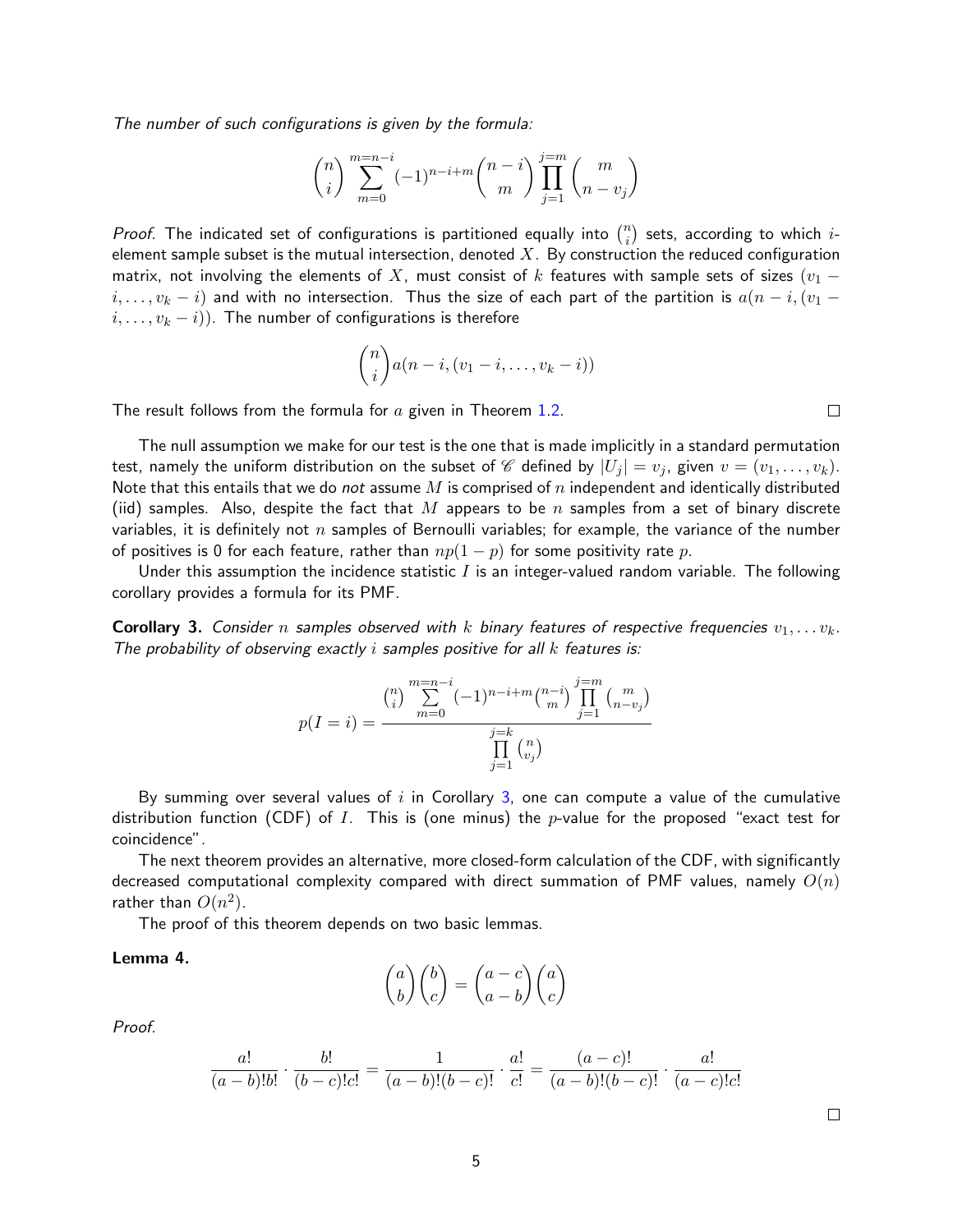*The number of such configurations is given by the formula:*

$$\binom{n}{i} \sum_{m=0}^{m=n-i} (-1)^{n-i+m} \binom{n-i}{m} \prod_{j=1}^{j=m} \binom{m}{n-v_j}$$

*Proof.* The indicated set of configurations is partitioned equally into $\binom{n}{i}$ sets, according to which $i$-element sample subset is the mutual intersection, denoted $X$. By construction the reduced configuration matrix, not involving the elements of $X$, must consist of $k$ features with sample sets of sizes $(v_1 - i, \ldots, v_k - i)$ and with no intersection. Thus the size of each part of the partition is $a(n-i, (v_1 - i, \ldots, v_k - i))$. The number of configurations is therefore

$$\binom{n}{i} a(n-i, (v_1 - i, \ldots, v_k - i))$$

The result follows from the formula for $a$ given in Theorem 1.2. □

The null assumption we make for our test is the one that is made implicitly in a standard permutation test, namely the uniform distribution on the subset of $\mathscr{C}$ defined by $|U_j| = v_j$, given $v = (v_1, \ldots, v_k)$. Note that this entails that we do *not* assume $M$ is comprised of $n$ independent and identically distributed (iid) samples. Also, despite the fact that $M$ appears to be $n$ samples from a set of binary discrete variables, it is definitely not $n$ samples of Bernoulli variables; for example, the variance of the number of positives is 0 for each feature, rather than $np(1-p)$ for some positivity rate $p$.

Under this assumption the incidence statistic $I$ is an integer-valued random variable. The following corollary provides a formula for its PMF.

**Corollary 3.** *Consider $n$ samples observed with $k$ binary features of respective frequencies $v_1, \ldots v_k$. The probability of observing exactly $i$ samples positive for all $k$ features is:*

$$p(I = i) = \frac{\binom{n}{i} \sum\limits_{m=0}^{m=n-i} (-1)^{n-i+m} \binom{n-i}{m} \prod\limits_{j=1}^{j=m} \binom{m}{n-v_j}}{\prod\limits_{j=1}^{j=k} \binom{n}{v_j}}$$

By summing over several values of $i$ in Corollary 3, one can compute a value of the cumulative distribution function (CDF) of $I$. This is (one minus) the $p$-value for the proposed "exact test for coincidence".

The next theorem provides an alternative, more closed-form calculation of the CDF, with significantly decreased computational complexity compared with direct summation of PMF values, namely $O(n)$ rather than $O(n^2)$.

The proof of this theorem depends on two basic lemmas.

**Lemma 4.**

$$\binom{a}{b}\binom{b}{c} = \binom{a-c}{a-b}\binom{a}{c}$$

*Proof.*

$$\frac{a!}{(a-b)!b!} \cdot \frac{b!}{(b-c)!c!} = \frac{1}{(a-b)!(b-c)!} \cdot \frac{a!}{c!} = \frac{(a-c)!}{(a-b)!(b-c)!} \cdot \frac{a!}{(a-c)!c!}$$

□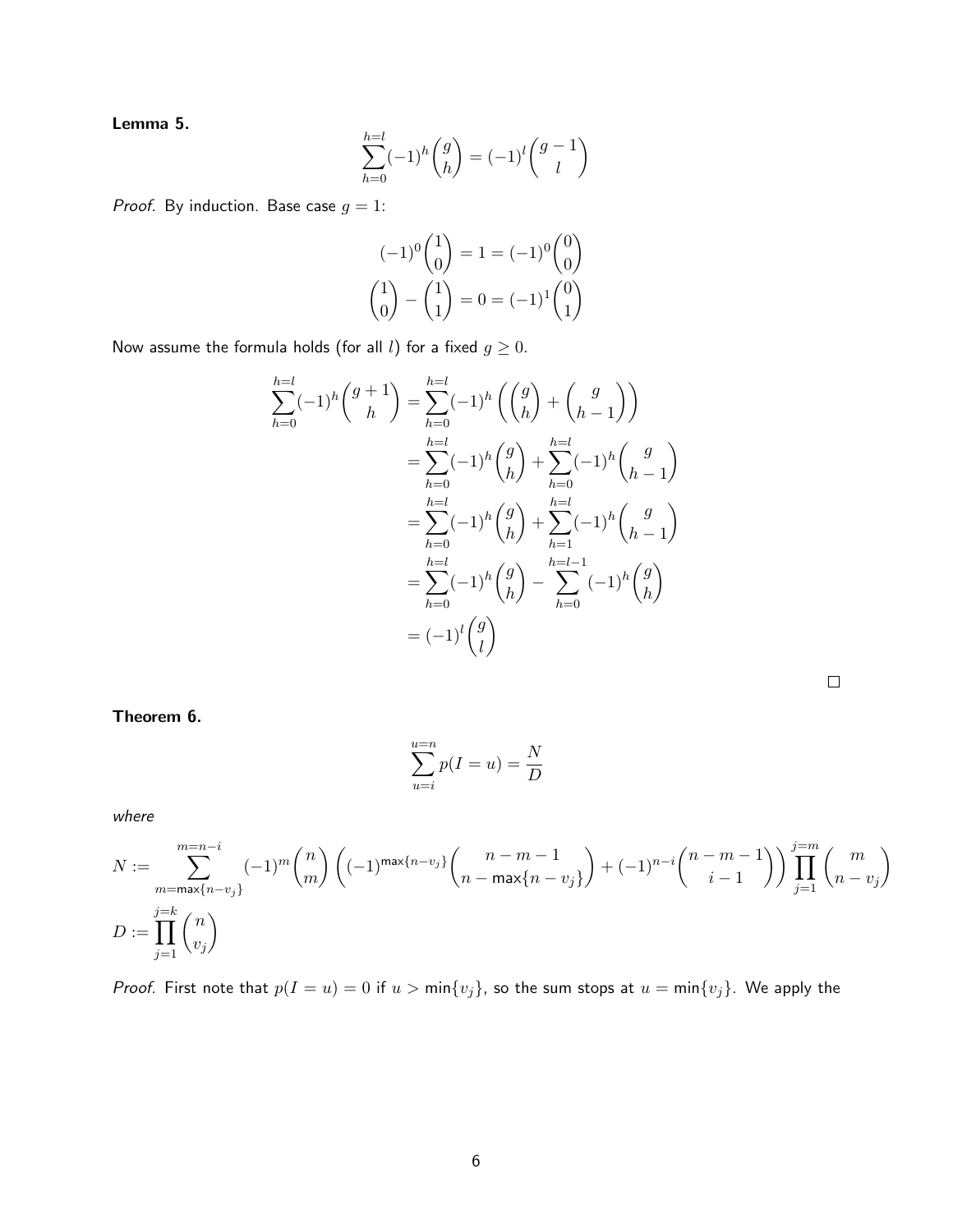**Lemma 5.**

$$\sum_{h=0}^{h=l}(-1)^h\binom{g}{h} = (-1)^l\binom{g-1}{l}$$

*Proof.* By induction. Base case $g = 1$:

$$(-1)^0\binom{1}{0} = 1 = (-1)^0\binom{0}{0}$$
$$\binom{1}{0} - \binom{1}{1} = 0 = (-1)^1\binom{0}{1}$$

Now assume the formula holds (for all $l$) for a fixed $g \geq 0$.

$$\begin{aligned}
\sum_{h=0}^{h=l}(-1)^h\binom{g+1}{h} &= \sum_{h=0}^{h=l}(-1)^h\left(\binom{g}{h} + \binom{g}{h-1}\right) \\
&= \sum_{h=0}^{h=l}(-1)^h\binom{g}{h} + \sum_{h=0}^{h=l}(-1)^h\binom{g}{h-1} \\
&= \sum_{h=0}^{h=l}(-1)^h\binom{g}{h} + \sum_{h=1}^{h=l}(-1)^h\binom{g}{h-1} \\
&= \sum_{h=0}^{h=l}(-1)^h\binom{g}{h} - \sum_{h=0}^{h=l-1}(-1)^h\binom{g}{h} \\
&= (-1)^l\binom{g}{l}
\end{aligned}$$

□

**Theorem 6.**

$$\sum_{u=i}^{u=n} p(I = u) = \frac{N}{D}$$

*where*

$$N := \sum_{m=\max\{n-v_j\}}^{m=n-i}(-1)^m\binom{n}{m}\left((-1)^{\max\{n-v_j\}}\binom{n-m-1}{n-\max\{n-v_j\}} + (-1)^{n-i}\binom{n-m-1}{i-1}\right)\prod_{j=1}^{j=m}\binom{m}{n-v_j}$$

$$D := \prod_{j=1}^{j=k}\binom{n}{v_j}$$

*Proof.* First note that $p(I = u) = 0$ if $u > \min\{v_j\}$, so the sum stops at $u = \min\{v_j\}$. We apply the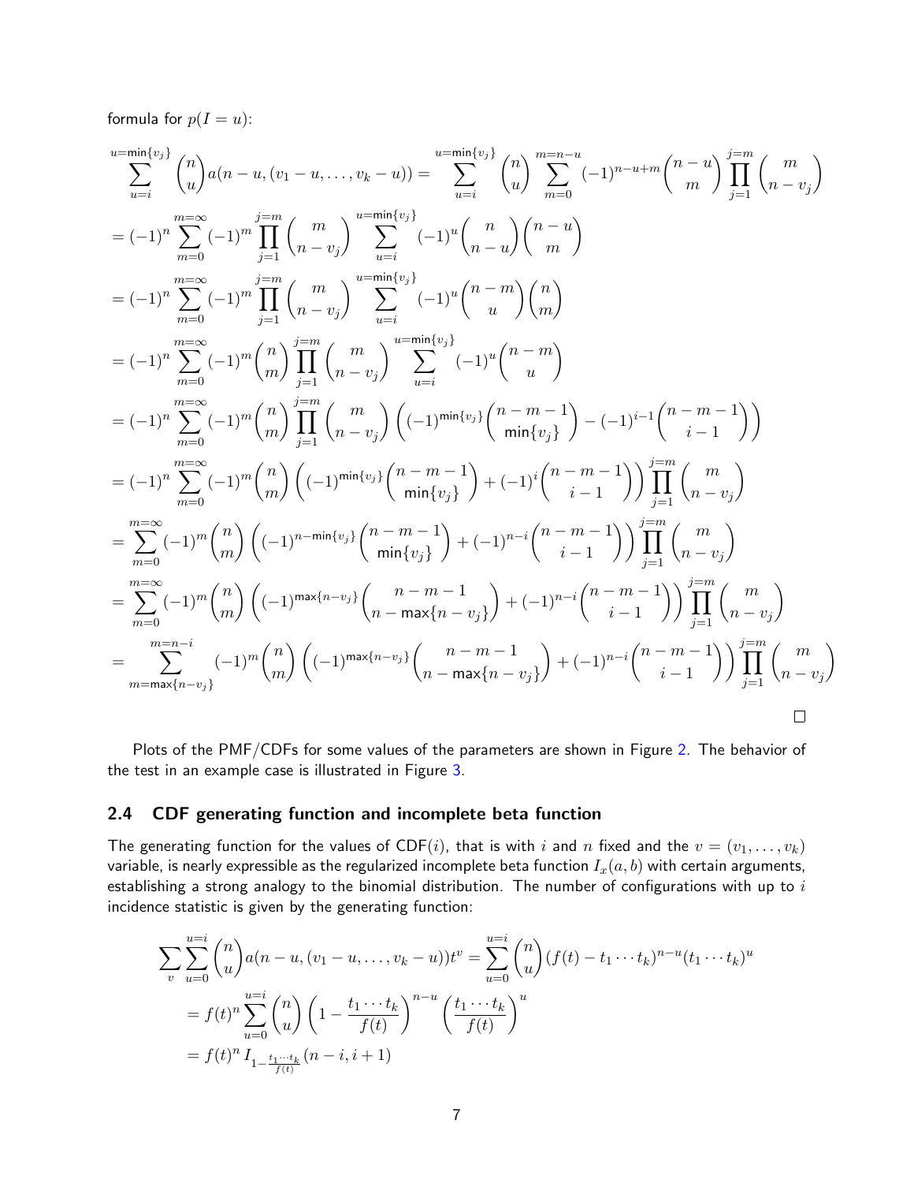formula for $p(I = u)$:

$$
\begin{aligned}
&\sum_{u=i}^{u=\min\{v_j\}} \binom{n}{u} a(n-u, (v_1 - u, \ldots, v_k - u)) = \sum_{u=i}^{u=\min\{v_j\}} \binom{n}{u} \sum_{m=0}^{m=n-u} (-1)^{n-u+m} \binom{n-u}{m} \prod_{j=1}^{j=m} \binom{m}{n-v_j} \\
&= (-1)^n \sum_{m=0}^{m=\infty} (-1)^m \prod_{j=1}^{j=m} \binom{m}{n-v_j} \sum_{u=i}^{u=\min\{v_j\}} (-1)^u \binom{n}{n-u}\binom{n-u}{m} \\
&= (-1)^n \sum_{m=0}^{m=\infty} (-1)^m \prod_{j=1}^{j=m} \binom{m}{n-v_j} \sum_{u=i}^{u=\min\{v_j\}} (-1)^u \binom{n-m}{u}\binom{n}{m} \\
&= (-1)^n \sum_{m=0}^{m=\infty} (-1)^m \binom{n}{m} \prod_{j=1}^{j=m} \binom{m}{n-v_j} \sum_{u=i}^{u=\min\{v_j\}} (-1)^u \binom{n-m}{u} \\
&= (-1)^n \sum_{m=0}^{m=\infty} (-1)^m \binom{n}{m} \prod_{j=1}^{j=m} \binom{m}{n-v_j} \left( (-1)^{\min\{v_j\}} \binom{n-m-1}{\min\{v_j\}} - (-1)^{i-1}\binom{n-m-1}{i-1} \right) \\
&= (-1)^n \sum_{m=0}^{m=\infty} (-1)^m \binom{n}{m} \left( (-1)^{\min\{v_j\}} \binom{n-m-1}{\min\{v_j\}} + (-1)^{i}\binom{n-m-1}{i-1} \right) \prod_{j=1}^{j=m} \binom{m}{n-v_j} \\
&= \sum_{m=0}^{m=\infty} (-1)^m \binom{n}{m} \left( (-1)^{n-\min\{v_j\}} \binom{n-m-1}{\min\{v_j\}} + (-1)^{n-i}\binom{n-m-1}{i-1} \right) \prod_{j=1}^{j=m} \binom{m}{n-v_j} \\
&= \sum_{m=0}^{m=\infty} (-1)^m \binom{n}{m} \left( (-1)^{\max\{n-v_j\}} \binom{n-m-1}{n-\max\{n-v_j\}} + (-1)^{n-i}\binom{n-m-1}{i-1} \right) \prod_{j=1}^{j=m} \binom{m}{n-v_j} \\
&= \sum_{m=\max\{n-v_j\}}^{m=n-i} (-1)^m \binom{n}{m} \left( (-1)^{\max\{n-v_j\}} \binom{n-m-1}{n-\max\{n-v_j\}} + (-1)^{n-i}\binom{n-m-1}{i-1} \right) \prod_{j=1}^{j=m} \binom{m}{n-v_j}
\end{aligned}
$$

□

Plots of the PMF/CDFs for some values of the parameters are shown in Figure 2. The behavior of the test in an example case is illustrated in Figure 3.

## 2.4 CDF generating function and incomplete beta function

The generating function for the values of CDF($i$), that is with $i$ and $n$ fixed and the $v = (v_1, \ldots, v_k)$ variable, is nearly expressible as the regularized incomplete beta function $I_x(a, b)$ with certain arguments, establishing a strong analogy to the binomial distribution. The number of configurations with up to $i$ incidence statistic is given by the generating function:

$$
\begin{aligned}
\sum_v \sum_{u=0}^{u=i} \binom{n}{u} a(n-u, (v_1 - u, \ldots, v_k - u)) t^v &= \sum_{u=0}^{u=i} \binom{n}{u} (f(t) - t_1 \cdots t_k)^{n-u} (t_1 \cdots t_k)^u \\
&= f(t)^n \sum_{u=0}^{u=i} \binom{n}{u} \left(1 - \frac{t_1 \cdots t_k}{f(t)}\right)^{n-u} \left(\frac{t_1 \cdots t_k}{f(t)}\right)^u \\
&= f(t)^n \, I_{1-\frac{t_1 \cdots t_k}{f(t)}}(n-i, i+1)
\end{aligned}
$$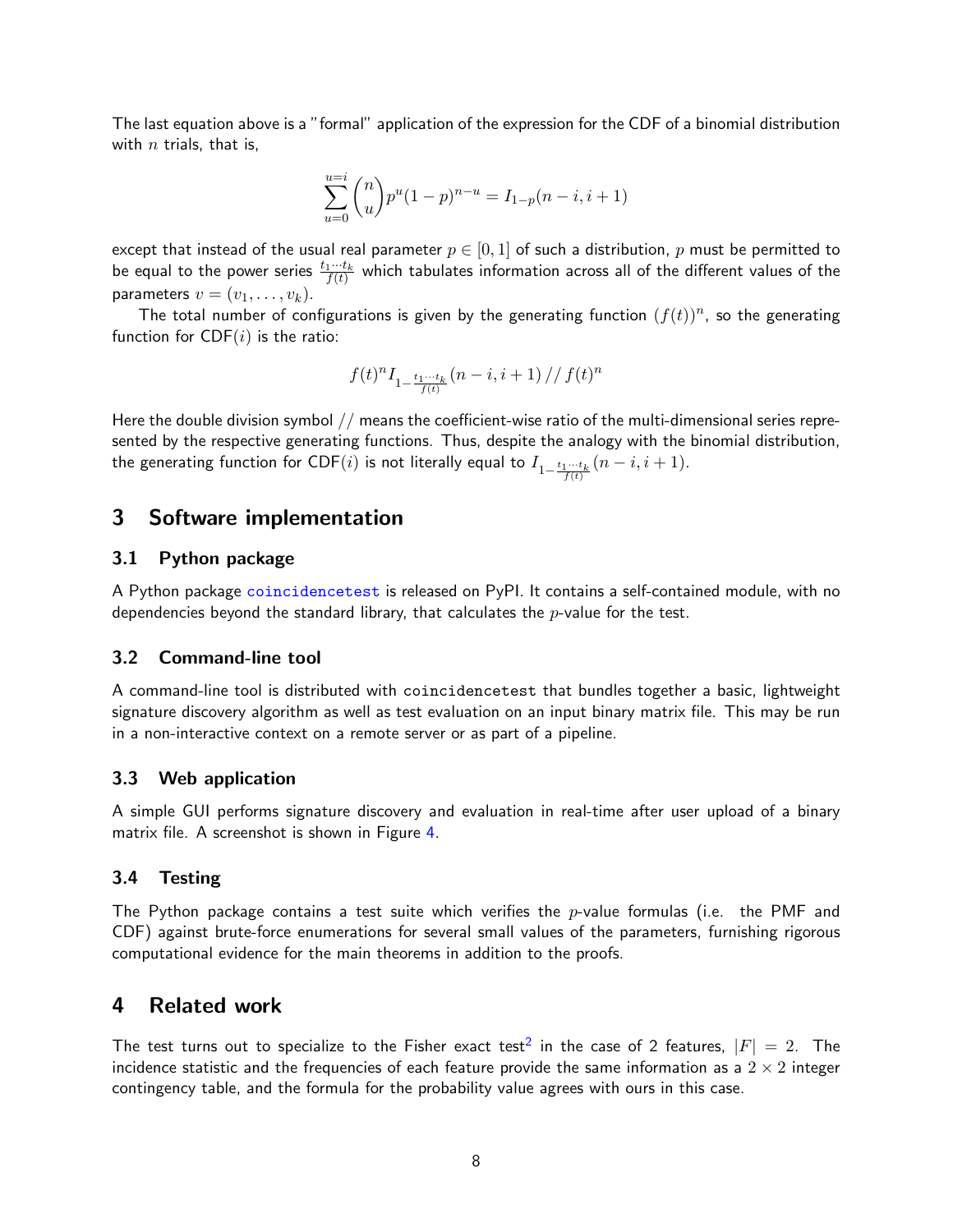The last equation above is a "formal" application of the expression for the CDF of a binomial distribution with $n$ trials, that is,

$$\sum_{u=0}^{u=i} \binom{n}{u} p^u (1-p)^{n-u} = I_{1-p}(n-i, i+1)$$

except that instead of the usual real parameter $p \in [0, 1]$ of such a distribution, $p$ must be permitted to be equal to the power series $\frac{t_1 \cdots t_k}{f(t)}$ which tabulates information across all of the different values of the parameters $v = (v_1, \ldots, v_k)$.

The total number of configurations is given by the generating function $(f(t))^n$, so the generating function for $\mathsf{CDF}(i)$ is the ratio:

$$f(t)^n I_{1-\frac{t_1 \cdots t_k}{f(t)}}(n-i, i+1) \, // \, f(t)^n$$

Here the double division symbol // means the coefficient-wise ratio of the multi-dimensional series represented by the respective generating functions. Thus, despite the analogy with the binomial distribution, the generating function for $\mathsf{CDF}(i)$ is not literally equal to $I_{1-\frac{t_1 \cdots t_k}{f(t)}}(n-i, i+1)$.

## 3 Software implementation

### 3.1 Python package

A Python package `coincidencetest` is released on PyPI. It contains a self-contained module, with no dependencies beyond the standard library, that calculates the $p$-value for the test.

### 3.2 Command-line tool

A command-line tool is distributed with `coincidencetest` that bundles together a basic, lightweight signature discovery algorithm as well as test evaluation on an input binary matrix file. This may be run in a non-interactive context on a remote server or as part of a pipeline.

### 3.3 Web application

A simple GUI performs signature discovery and evaluation in real-time after user upload of a binary matrix file. A screenshot is shown in Figure 4.

### 3.4 Testing

The Python package contains a test suite which verifies the $p$-value formulas (i.e. the PMF and CDF) against brute-force enumerations for several small values of the parameters, furnishing rigorous computational evidence for the main theorems in addition to the proofs.

## 4 Related work

The test turns out to specialize to the Fisher exact test[2] in the case of 2 features, $|F| = 2$. The incidence statistic and the frequencies of each feature provide the same information as a $2 \times 2$ integer contingency table, and the formula for the probability value agrees with ours in this case.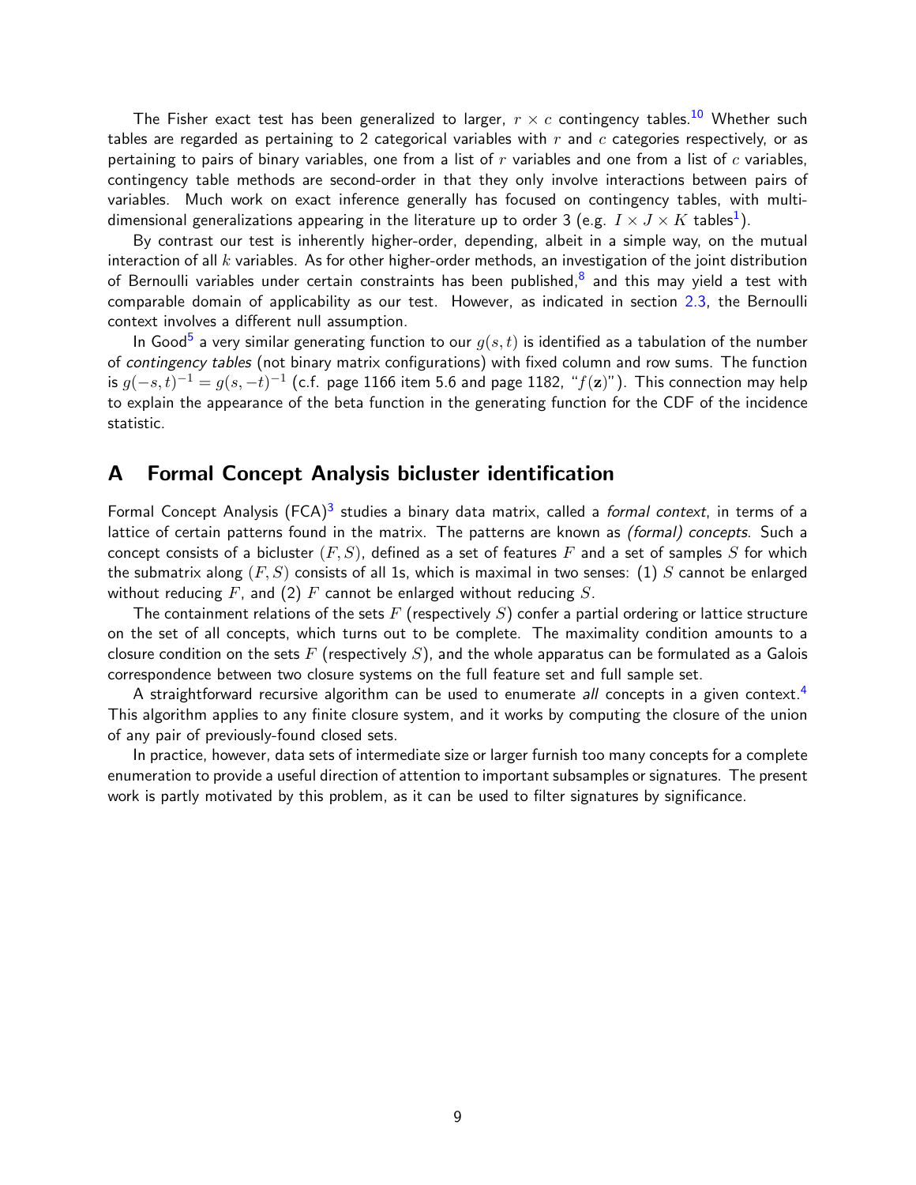The Fisher exact test has been generalized to larger, $r \times c$ contingency tables.[10] Whether such tables are regarded as pertaining to 2 categorical variables with $r$ and $c$ categories respectively, or as pertaining to pairs of binary variables, one from a list of $r$ variables and one from a list of $c$ variables, contingency table methods are second-order in that they only involve interactions between pairs of variables. Much work on exact inference generally has focused on contingency tables, with multi-dimensional generalizations appearing in the literature up to order 3 (e.g. $I \times J \times K$ tables[1]).

By contrast our test is inherently higher-order, depending, albeit in a simple way, on the mutual interaction of all $k$ variables. As for other higher-order methods, an investigation of the joint distribution of Bernoulli variables under certain constraints has been published,[8] and this may yield a test with comparable domain of applicability as our test. However, as indicated in section 2.3, the Bernoulli context involves a different null assumption.

In Good[5] a very similar generating function to our $g(s,t)$ is identified as a tabulation of the number of *contingency tables* (not binary matrix configurations) with fixed column and row sums. The function is $g(-s,t)^{-1} = g(s,-t)^{-1}$ (c.f. page 1166 item 5.6 and page 1182, "$f(\mathbf{z})$"). This connection may help to explain the appearance of the beta function in the generating function for the CDF of the incidence statistic.

## A Formal Concept Analysis bicluster identification

Formal Concept Analysis (FCA)[3] studies a binary data matrix, called a *formal context*, in terms of a lattice of certain patterns found in the matrix. The patterns are known as *(formal) concepts*. Such a concept consists of a bicluster $(F, S)$, defined as a set of features $F$ and a set of samples $S$ for which the submatrix along $(F, S)$ consists of all 1s, which is maximal in two senses: (1) $S$ cannot be enlarged without reducing $F$, and (2) $F$ cannot be enlarged without reducing $S$.

The containment relations of the sets $F$ (respectively $S$) confer a partial ordering or lattice structure on the set of all concepts, which turns out to be complete. The maximality condition amounts to a closure condition on the sets $F$ (respectively $S$), and the whole apparatus can be formulated as a Galois correspondence between two closure systems on the full feature set and full sample set.

A straightforward recursive algorithm can be used to enumerate *all* concepts in a given context.[4] This algorithm applies to any finite closure system, and it works by computing the closure of the union of any pair of previously-found closed sets.

In practice, however, data sets of intermediate size or larger furnish too many concepts for a complete enumeration to provide a useful direction of attention to important subsamples or signatures. The present work is partly motivated by this problem, as it can be used to filter signatures by significance.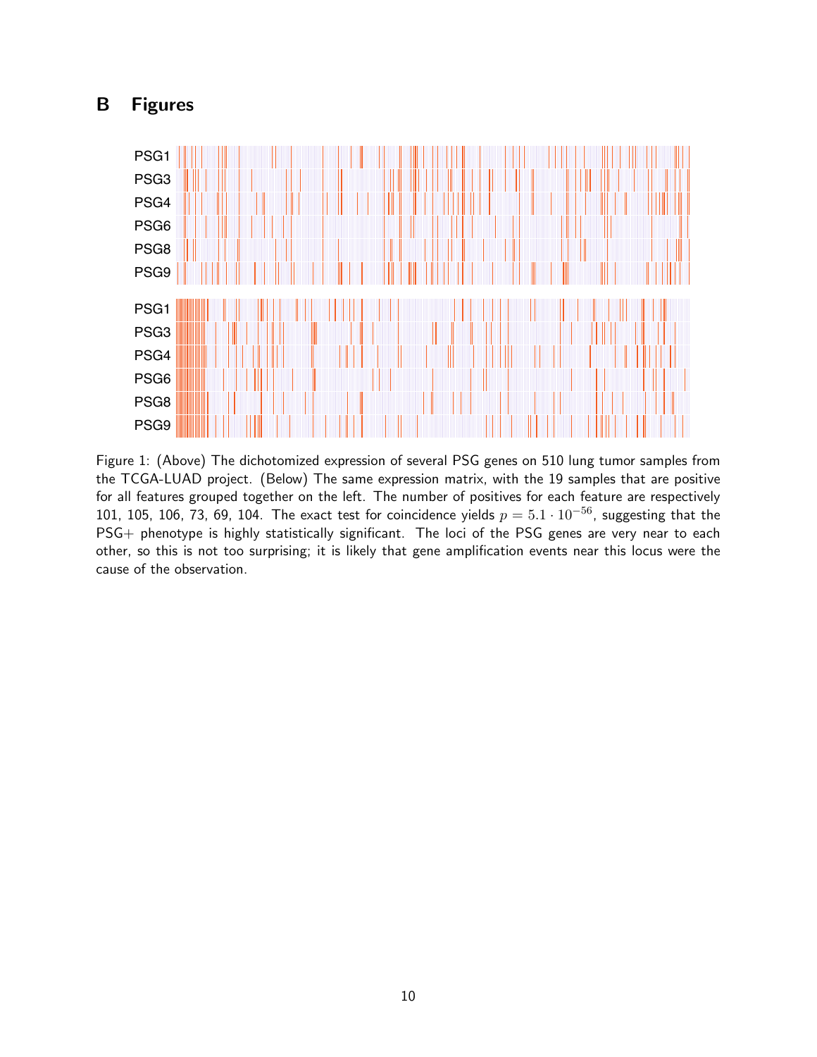# B Figures

Figure 1: (Above) The dichotomized expression of several PSG genes on 510 lung tumor samples from the TCGA-LUAD project. (Below) The same expression matrix, with the 19 samples that are positive for all features grouped together on the left. The number of positives for each feature are respectively 101, 105, 106, 73, 69, 104. The exact test for coincidence yields $p = 5.1 \cdot 10^{-56}$, suggesting that the PSG+ phenotype is highly statistically significant. The loci of the PSG genes are very near to each other, so this is not too surprising; it is likely that gene amplification events near this locus were the cause of the observation.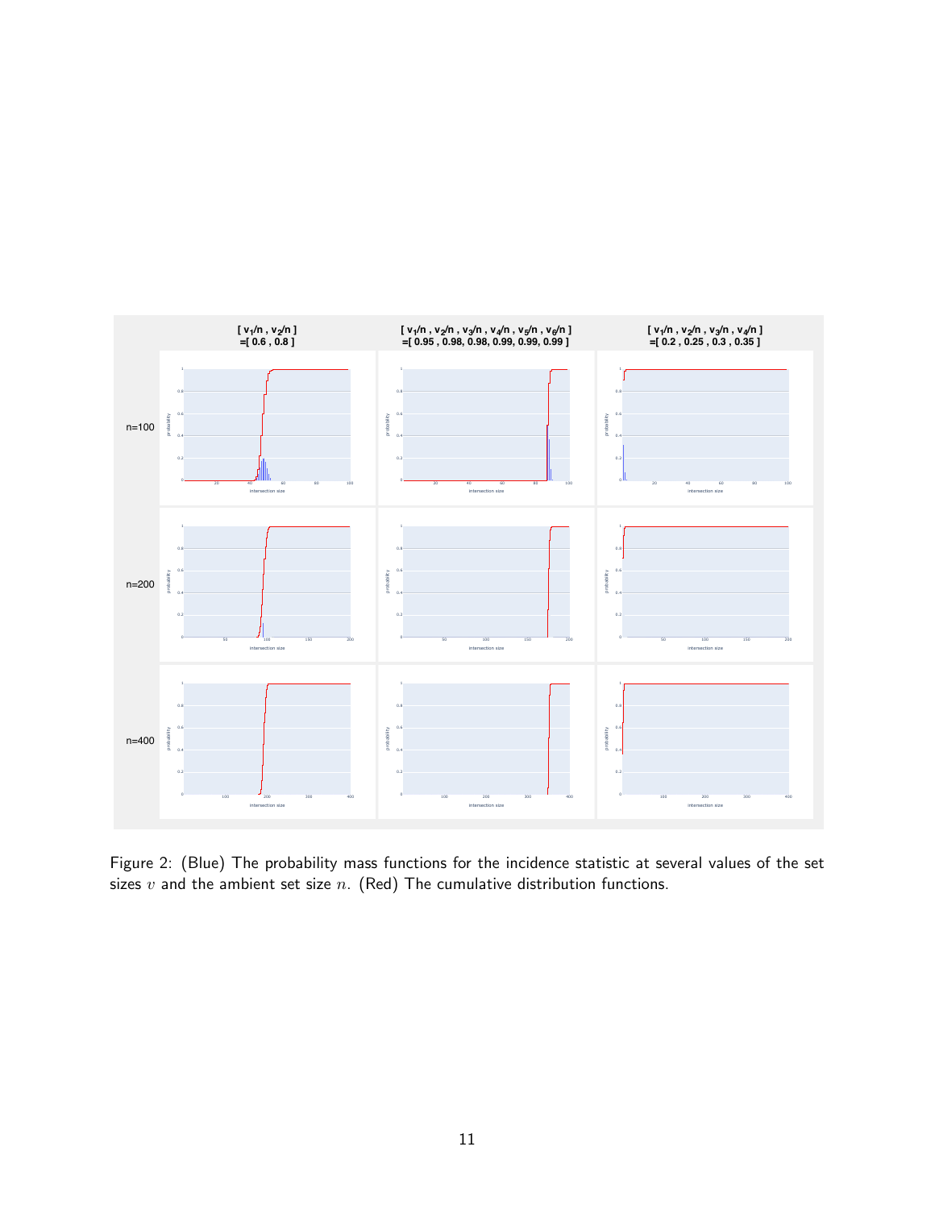Figure 2: (Blue) The probability mass functions for the incidence statistic at several values of the set sizes $v$ and the ambient set size $n$. (Red) The cumulative distribution functions.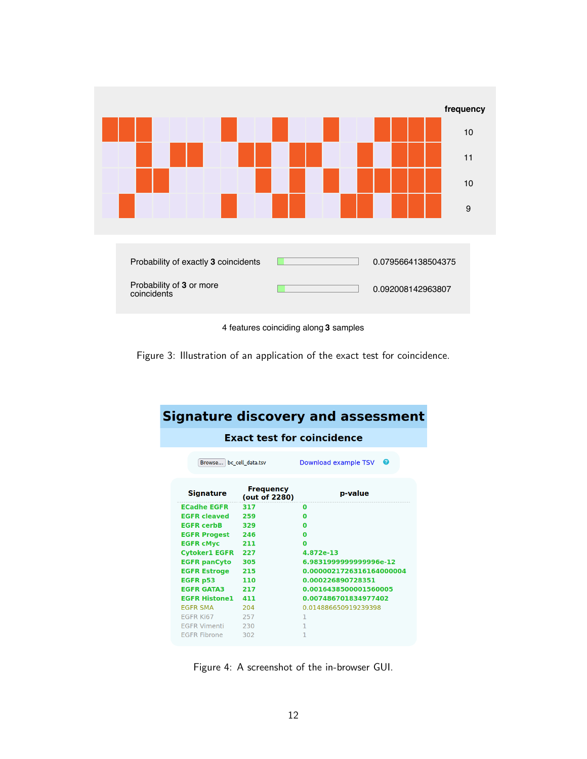| | frequency |
|---|---|
| | 10 |
| | 11 |
| | 10 |
| | 9 |

| | |
|---|---|
| Probability of exactly **3** coincidents | 0.0795664138504375 |
| Probability of **3** or more coincidents | 0.092008142963807 |

4 features coinciding along **3** samples

Figure 3: Illustration of an application of the exact test for coincidence.

# Signature discovery and assessment

## Exact test for coincidence

Browse... bc_cell_data.tsv    Download example TSV

| Signature | Frequency (out of 2280) | p-value |
|---|---|---|
| ECadhe EGFR | 317 | 0 |
| EGFR cleaved | 259 | 0 |
| EGFR cerbB | 329 | 0 |
| EGFR Progest | 246 | 0 |
| EGFR cMyc | 211 | 0 |
| Cytoker1 EGFR | 227 | 4.872e-13 |
| EGFR panCyto | 305 | 6.9831999999999996e-12 |
| EGFR Estroge | 215 | 0.0000021726316164000004 |
| EGFR p53 | 110 | 0.000226890728351 |
| EGFR GATA3 | 217 | 0.0016438500001560005 |
| EGFR Histone1 | 411 | 0.007486701834977402 |
| EGFR SMA | 204 | 0.014886650919239398 |
| EGFR Ki67 | 257 | 1 |
| EGFR Vimenti | 230 | 1 |
| EGFR Fibrone | 302 | 1 |

Figure 4: A screenshot of the in-browser GUI.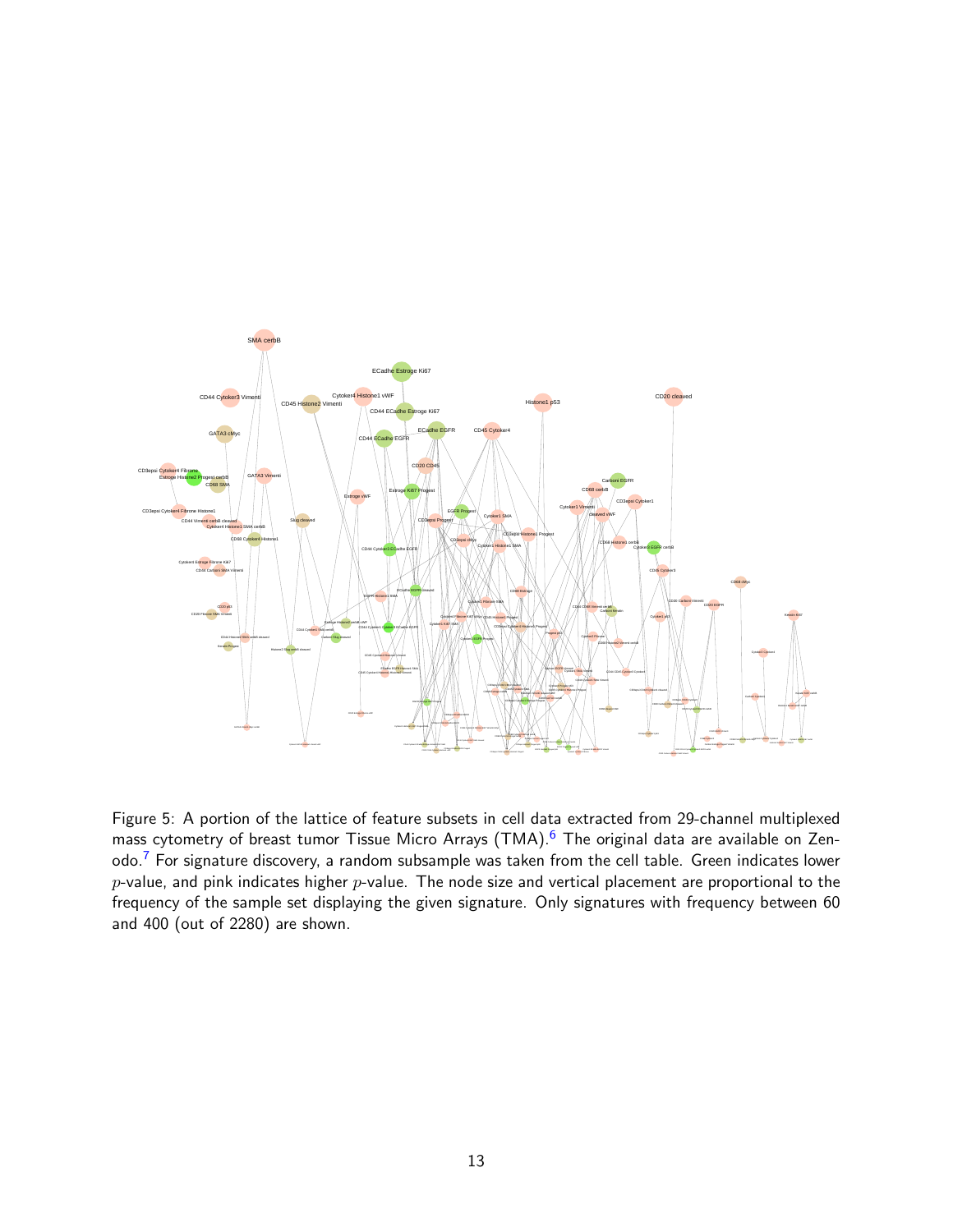Figure 5: A portion of the lattice of feature subsets in cell data extracted from 29-channel multiplexed mass cytometry of breast tumor Tissue Micro Arrays (TMA).[6] The original data are available on Zenodo.[7] For signature discovery, a random subsample was taken from the cell table. Green indicates lower $p$-value, and pink indicates higher $p$-value. The node size and vertical placement are proportional to the frequency of the sample set displaying the given signature. Only signatures with frequency between 60 and 400 (out of 2280) are shown.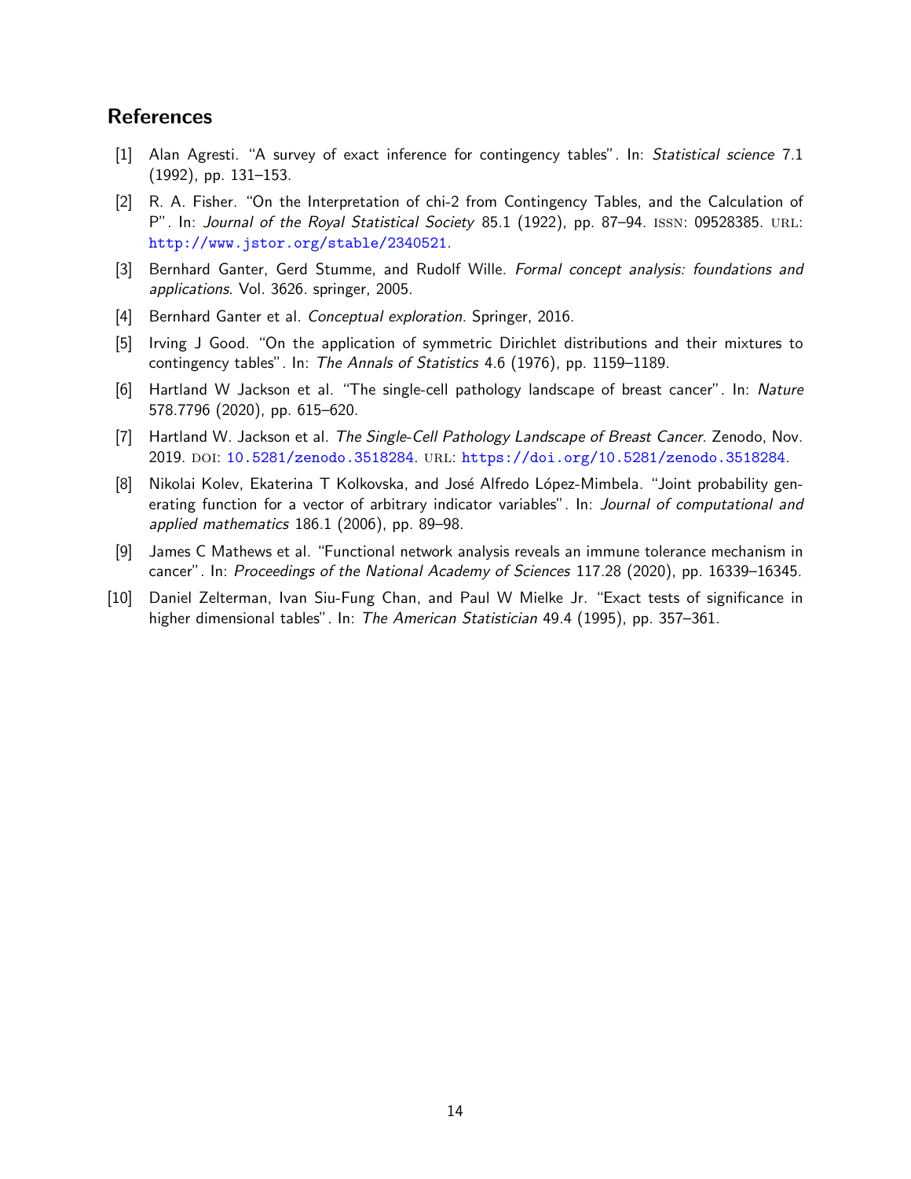## References

[1] Alan Agresti. "A survey of exact inference for contingency tables". In: *Statistical science* 7.1 (1992), pp. 131–153.

[2] R. A. Fisher. "On the Interpretation of chi-2 from Contingency Tables, and the Calculation of P". In: *Journal of the Royal Statistical Society* 85.1 (1922), pp. 87–94. ISSN: 09528385. URL: http://www.jstor.org/stable/2340521.

[3] Bernhard Ganter, Gerd Stumme, and Rudolf Wille. *Formal concept analysis: foundations and applications*. Vol. 3626. springer, 2005.

[4] Bernhard Ganter et al. *Conceptual exploration*. Springer, 2016.

[5] Irving J Good. "On the application of symmetric Dirichlet distributions and their mixtures to contingency tables". In: *The Annals of Statistics* 4.6 (1976), pp. 1159–1189.

[6] Hartland W Jackson et al. "The single-cell pathology landscape of breast cancer". In: *Nature* 578.7796 (2020), pp. 615–620.

[7] Hartland W. Jackson et al. *The Single-Cell Pathology Landscape of Breast Cancer*. Zenodo, Nov. 2019. DOI: 10.5281/zenodo.3518284. URL: https://doi.org/10.5281/zenodo.3518284.

[8] Nikolai Kolev, Ekaterina T Kolkovska, and José Alfredo López-Mimbela. "Joint probability generating function for a vector of arbitrary indicator variables". In: *Journal of computational and applied mathematics* 186.1 (2006), pp. 89–98.

[9] James C Mathews et al. "Functional network analysis reveals an immune tolerance mechanism in cancer". In: *Proceedings of the National Academy of Sciences* 117.28 (2020), pp. 16339–16345.

[10] Daniel Zelterman, Ivan Siu-Fung Chan, and Paul W Mielke Jr. "Exact tests of significance in higher dimensional tables". In: *The American Statistician* 49.4 (1995), pp. 357–361.